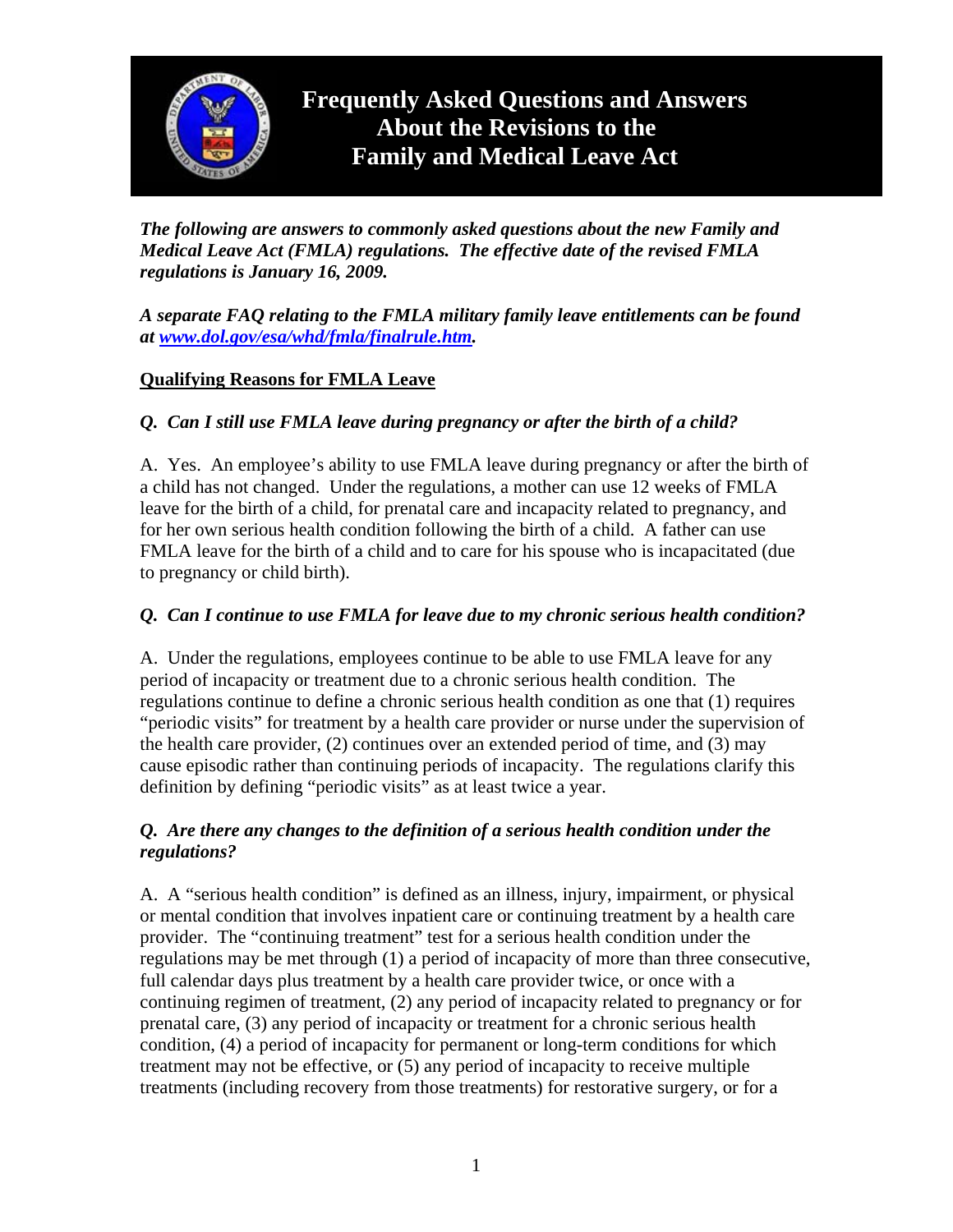# Frequently Asked Questions and Answers About the Revisions to the Family and Medical Leave Act

***The following are answers to commonly asked questions about the new Family and Medical Leave Act (FMLA) regulations. The effective date of the revised FMLA regulations is January 16, 2009.***

***A separate FAQ relating to the FMLA military family leave entitlements can be found at [www.dol.gov/esa/whd/fmla/finalrule.htm](www.dol.gov/esa/whd/fmla/finalrule.htm).***

## Qualifying Reasons for FMLA Leave

***Q. Can I still use FMLA leave during pregnancy or after the birth of a child?***

A. Yes. An employee's ability to use FMLA leave during pregnancy or after the birth of a child has not changed. Under the regulations, a mother can use 12 weeks of FMLA leave for the birth of a child, for prenatal care and incapacity related to pregnancy, and for her own serious health condition following the birth of a child. A father can use FMLA leave for the birth of a child and to care for his spouse who is incapacitated (due to pregnancy or child birth).

***Q. Can I continue to use FMLA for leave due to my chronic serious health condition?***

A. Under the regulations, employees continue to be able to use FMLA leave for any period of incapacity or treatment due to a chronic serious health condition. The regulations continue to define a chronic serious health condition as one that (1) requires "periodic visits" for treatment by a health care provider or nurse under the supervision of the health care provider, (2) continues over an extended period of time, and (3) may cause episodic rather than continuing periods of incapacity. The regulations clarify this definition by defining "periodic visits" as at least twice a year.

***Q. Are there any changes to the definition of a serious health condition under the regulations?***

A. A "serious health condition" is defined as an illness, injury, impairment, or physical or mental condition that involves inpatient care or continuing treatment by a health care provider. The "continuing treatment" test for a serious health condition under the regulations may be met through (1) a period of incapacity of more than three consecutive, full calendar days plus treatment by a health care provider twice, or once with a continuing regimen of treatment, (2) any period of incapacity related to pregnancy or for prenatal care, (3) any period of incapacity or treatment for a chronic serious health condition, (4) a period of incapacity for permanent or long-term conditions for which treatment may not be effective, or (5) any period of incapacity to receive multiple treatments (including recovery from those treatments) for restorative surgery, or for a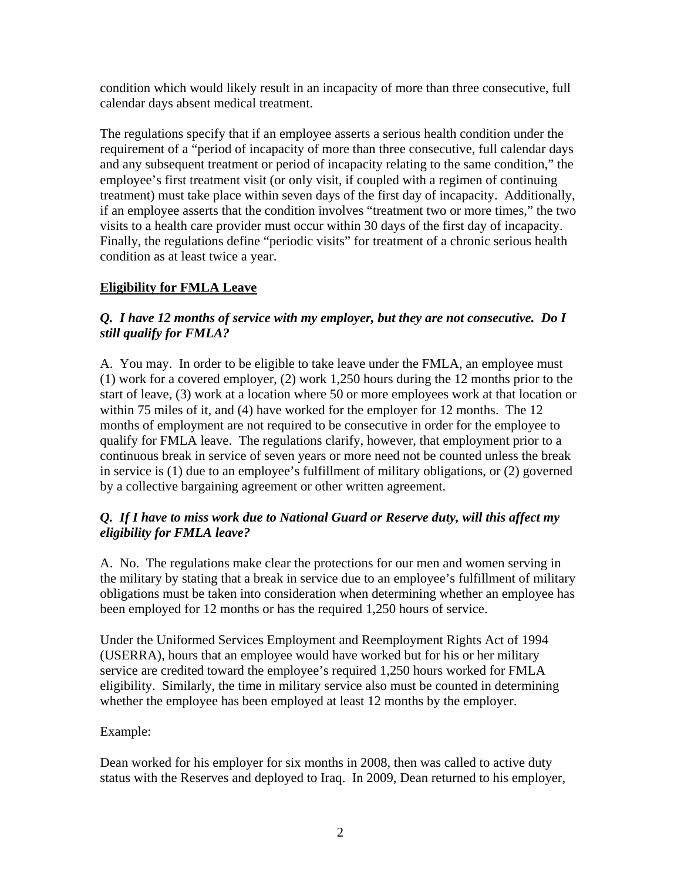condition which would likely result in an incapacity of more than three consecutive, full calendar days absent medical treatment.

The regulations specify that if an employee asserts a serious health condition under the requirement of a "period of incapacity of more than three consecutive, full calendar days and any subsequent treatment or period of incapacity relating to the same condition," the employee's first treatment visit (or only visit, if coupled with a regimen of continuing treatment) must take place within seven days of the first day of incapacity. Additionally, if an employee asserts that the condition involves "treatment two or more times," the two visits to a health care provider must occur within 30 days of the first day of incapacity. Finally, the regulations define "periodic visits" for treatment of a chronic serious health condition as at least twice a year.

**Eligibility for FMLA Leave**

***Q. I have 12 months of service with my employer, but they are not consecutive. Do I still qualify for FMLA?***

A. You may. In order to be eligible to take leave under the FMLA, an employee must (1) work for a covered employer, (2) work 1,250 hours during the 12 months prior to the start of leave, (3) work at a location where 50 or more employees work at that location or within 75 miles of it, and (4) have worked for the employer for 12 months. The 12 months of employment are not required to be consecutive in order for the employee to qualify for FMLA leave. The regulations clarify, however, that employment prior to a continuous break in service of seven years or more need not be counted unless the break in service is (1) due to an employee's fulfillment of military obligations, or (2) governed by a collective bargaining agreement or other written agreement.

***Q. If I have to miss work due to National Guard or Reserve duty, will this affect my eligibility for FMLA leave?***

A. No. The regulations make clear the protections for our men and women serving in the military by stating that a break in service due to an employee's fulfillment of military obligations must be taken into consideration when determining whether an employee has been employed for 12 months or has the required 1,250 hours of service.

Under the Uniformed Services Employment and Reemployment Rights Act of 1994 (USERRA), hours that an employee would have worked but for his or her military service are credited toward the employee's required 1,250 hours worked for FMLA eligibility. Similarly, the time in military service also must be counted in determining whether the employee has been employed at least 12 months by the employer.

Example:

Dean worked for his employer for six months in 2008, then was called to active duty status with the Reserves and deployed to Iraq. In 2009, Dean returned to his employer,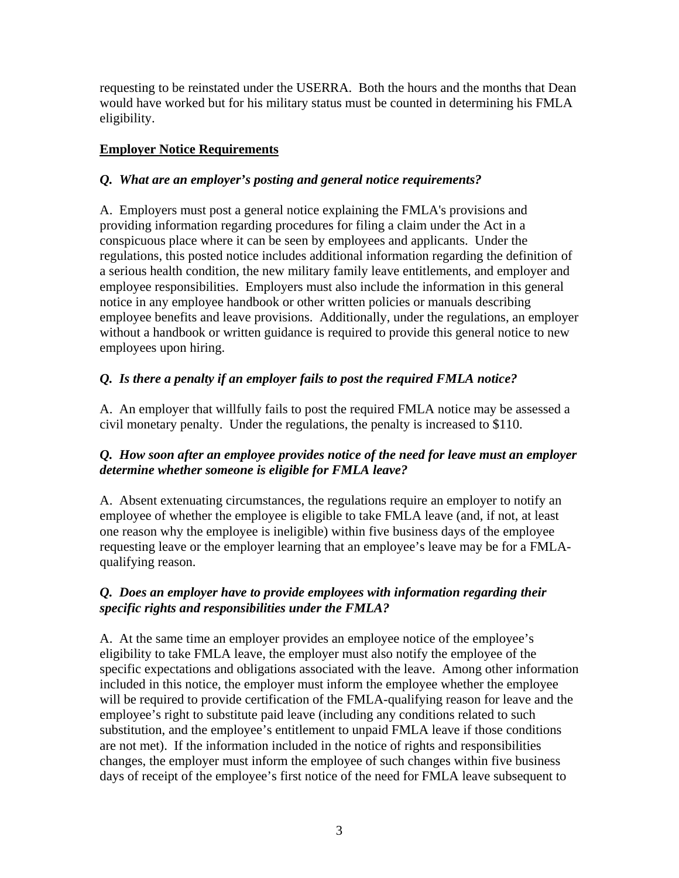requesting to be reinstated under the USERRA. Both the hours and the months that Dean would have worked but for his military status must be counted in determining his FMLA eligibility.

## Employer Notice Requirements

***Q. What are an employer's posting and general notice requirements?***

A. Employers must post a general notice explaining the FMLA's provisions and providing information regarding procedures for filing a claim under the Act in a conspicuous place where it can be seen by employees and applicants. Under the regulations, this posted notice includes additional information regarding the definition of a serious health condition, the new military family leave entitlements, and employer and employee responsibilities. Employers must also include the information in this general notice in any employee handbook or other written policies or manuals describing employee benefits and leave provisions. Additionally, under the regulations, an employer without a handbook or written guidance is required to provide this general notice to new employees upon hiring.

***Q. Is there a penalty if an employer fails to post the required FMLA notice?***

A. An employer that willfully fails to post the required FMLA notice may be assessed a civil monetary penalty. Under the regulations, the penalty is increased to $110.

***Q. How soon after an employee provides notice of the need for leave must an employer determine whether someone is eligible for FMLA leave?***

A. Absent extenuating circumstances, the regulations require an employer to notify an employee of whether the employee is eligible to take FMLA leave (and, if not, at least one reason why the employee is ineligible) within five business days of the employee requesting leave or the employer learning that an employee's leave may be for a FMLA-qualifying reason.

***Q. Does an employer have to provide employees with information regarding their specific rights and responsibilities under the FMLA?***

A. At the same time an employer provides an employee notice of the employee's eligibility to take FMLA leave, the employer must also notify the employee of the specific expectations and obligations associated with the leave. Among other information included in this notice, the employer must inform the employee whether the employee will be required to provide certification of the FMLA-qualifying reason for leave and the employee's right to substitute paid leave (including any conditions related to such substitution, and the employee's entitlement to unpaid FMLA leave if those conditions are not met). If the information included in the notice of rights and responsibilities changes, the employer must inform the employee of such changes within five business days of receipt of the employee's first notice of the need for FMLA leave subsequent to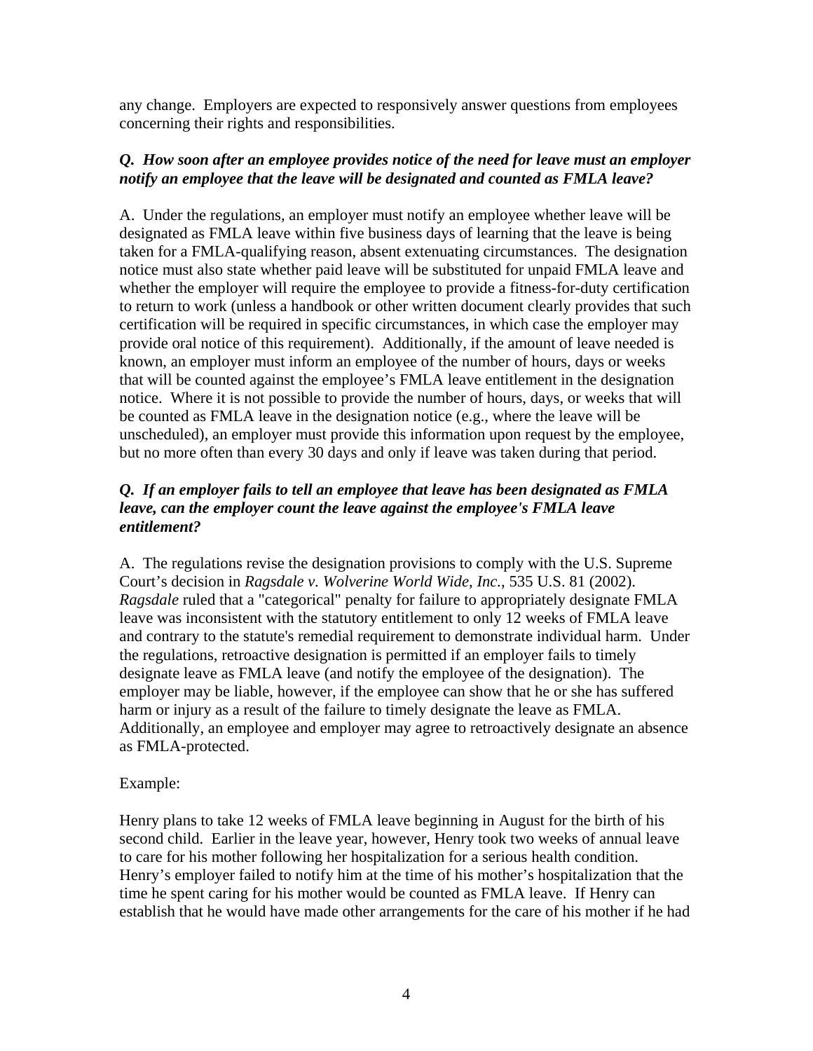any change. Employers are expected to responsively answer questions from employees concerning their rights and responsibilities.

***Q. How soon after an employee provides notice of the need for leave must an employer notify an employee that the leave will be designated and counted as FMLA leave?***

A. Under the regulations, an employer must notify an employee whether leave will be designated as FMLA leave within five business days of learning that the leave is being taken for a FMLA-qualifying reason, absent extenuating circumstances. The designation notice must also state whether paid leave will be substituted for unpaid FMLA leave and whether the employer will require the employee to provide a fitness-for-duty certification to return to work (unless a handbook or other written document clearly provides that such certification will be required in specific circumstances, in which case the employer may provide oral notice of this requirement). Additionally, if the amount of leave needed is known, an employer must inform an employee of the number of hours, days or weeks that will be counted against the employee's FMLA leave entitlement in the designation notice. Where it is not possible to provide the number of hours, days, or weeks that will be counted as FMLA leave in the designation notice (e.g., where the leave will be unscheduled), an employer must provide this information upon request by the employee, but no more often than every 30 days and only if leave was taken during that period.

***Q. If an employer fails to tell an employee that leave has been designated as FMLA leave, can the employer count the leave against the employee's FMLA leave entitlement?***

A. The regulations revise the designation provisions to comply with the U.S. Supreme Court's decision in *Ragsdale v. Wolverine World Wide, Inc.*, 535 U.S. 81 (2002). *Ragsdale* ruled that a "categorical" penalty for failure to appropriately designate FMLA leave was inconsistent with the statutory entitlement to only 12 weeks of FMLA leave and contrary to the statute's remedial requirement to demonstrate individual harm. Under the regulations, retroactive designation is permitted if an employer fails to timely designate leave as FMLA leave (and notify the employee of the designation). The employer may be liable, however, if the employee can show that he or she has suffered harm or injury as a result of the failure to timely designate the leave as FMLA. Additionally, an employee and employer may agree to retroactively designate an absence as FMLA-protected.

Example:

Henry plans to take 12 weeks of FMLA leave beginning in August for the birth of his second child. Earlier in the leave year, however, Henry took two weeks of annual leave to care for his mother following her hospitalization for a serious health condition. Henry's employer failed to notify him at the time of his mother's hospitalization that the time he spent caring for his mother would be counted as FMLA leave. If Henry can establish that he would have made other arrangements for the care of his mother if he had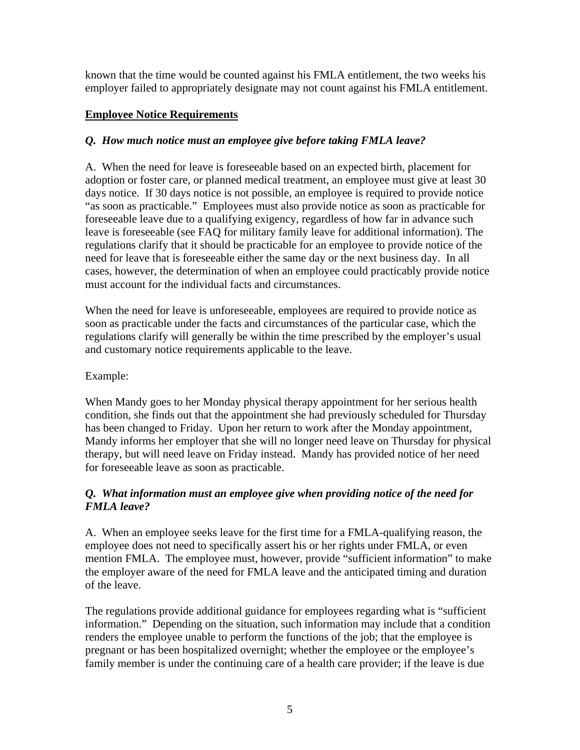known that the time would be counted against his FMLA entitlement, the two weeks his employer failed to appropriately designate may not count against his FMLA entitlement.

## Employee Notice Requirements

***Q. How much notice must an employee give before taking FMLA leave?***

A. When the need for leave is foreseeable based on an expected birth, placement for adoption or foster care, or planned medical treatment, an employee must give at least 30 days notice. If 30 days notice is not possible, an employee is required to provide notice "as soon as practicable." Employees must also provide notice as soon as practicable for foreseeable leave due to a qualifying exigency, regardless of how far in advance such leave is foreseeable (see FAQ for military family leave for additional information). The regulations clarify that it should be practicable for an employee to provide notice of the need for leave that is foreseeable either the same day or the next business day. In all cases, however, the determination of when an employee could practicably provide notice must account for the individual facts and circumstances.

When the need for leave is unforeseeable, employees are required to provide notice as soon as practicable under the facts and circumstances of the particular case, which the regulations clarify will generally be within the time prescribed by the employer's usual and customary notice requirements applicable to the leave.

Example:

When Mandy goes to her Monday physical therapy appointment for her serious health condition, she finds out that the appointment she had previously scheduled for Thursday has been changed to Friday. Upon her return to work after the Monday appointment, Mandy informs her employer that she will no longer need leave on Thursday for physical therapy, but will need leave on Friday instead. Mandy has provided notice of her need for foreseeable leave as soon as practicable.

***Q. What information must an employee give when providing notice of the need for FMLA leave?***

A. When an employee seeks leave for the first time for a FMLA-qualifying reason, the employee does not need to specifically assert his or her rights under FMLA, or even mention FMLA. The employee must, however, provide "sufficient information" to make the employer aware of the need for FMLA leave and the anticipated timing and duration of the leave.

The regulations provide additional guidance for employees regarding what is "sufficient information." Depending on the situation, such information may include that a condition renders the employee unable to perform the functions of the job; that the employee is pregnant or has been hospitalized overnight; whether the employee or the employee's family member is under the continuing care of a health care provider; if the leave is due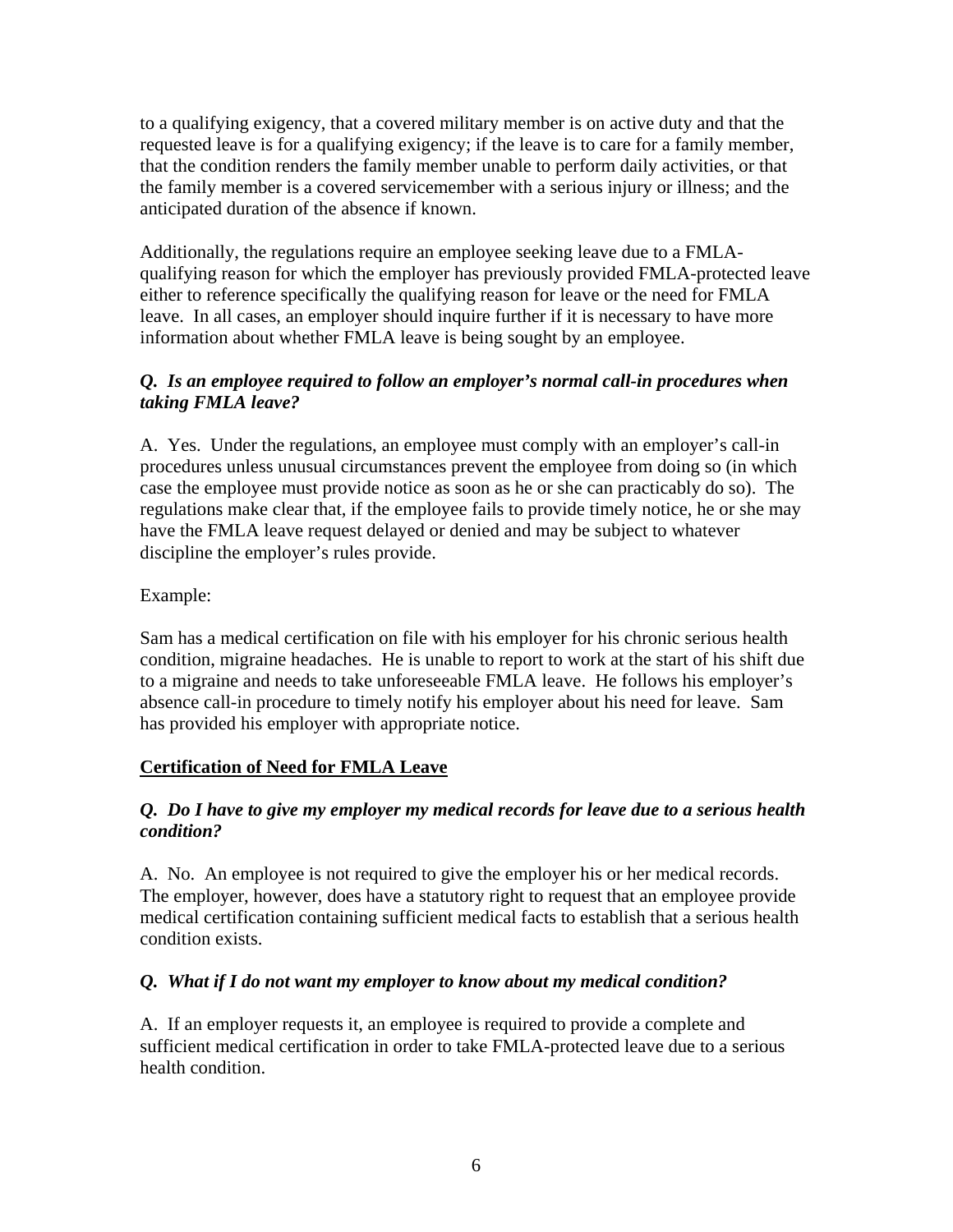to a qualifying exigency, that a covered military member is on active duty and that the requested leave is for a qualifying exigency; if the leave is to care for a family member, that the condition renders the family member unable to perform daily activities, or that the family member is a covered servicemember with a serious injury or illness; and the anticipated duration of the absence if known.

Additionally, the regulations require an employee seeking leave due to a FMLA-qualifying reason for which the employer has previously provided FMLA-protected leave either to reference specifically the qualifying reason for leave or the need for FMLA leave. In all cases, an employer should inquire further if it is necessary to have more information about whether FMLA leave is being sought by an employee.

***Q. Is an employee required to follow an employer's normal call-in procedures when taking FMLA leave?***

A. Yes. Under the regulations, an employee must comply with an employer's call-in procedures unless unusual circumstances prevent the employee from doing so (in which case the employee must provide notice as soon as he or she can practicably do so). The regulations make clear that, if the employee fails to provide timely notice, he or she may have the FMLA leave request delayed or denied and may be subject to whatever discipline the employer's rules provide.

Example:

Sam has a medical certification on file with his employer for his chronic serious health condition, migraine headaches. He is unable to report to work at the start of his shift due to a migraine and needs to take unforeseeable FMLA leave. He follows his employer's absence call-in procedure to timely notify his employer about his need for leave. Sam has provided his employer with appropriate notice.

## Certification of Need for FMLA Leave

***Q. Do I have to give my employer my medical records for leave due to a serious health condition?***

A. No. An employee is not required to give the employer his or her medical records. The employer, however, does have a statutory right to request that an employee provide medical certification containing sufficient medical facts to establish that a serious health condition exists.

***Q. What if I do not want my employer to know about my medical condition?***

A. If an employer requests it, an employee is required to provide a complete and sufficient medical certification in order to take FMLA-protected leave due to a serious health condition.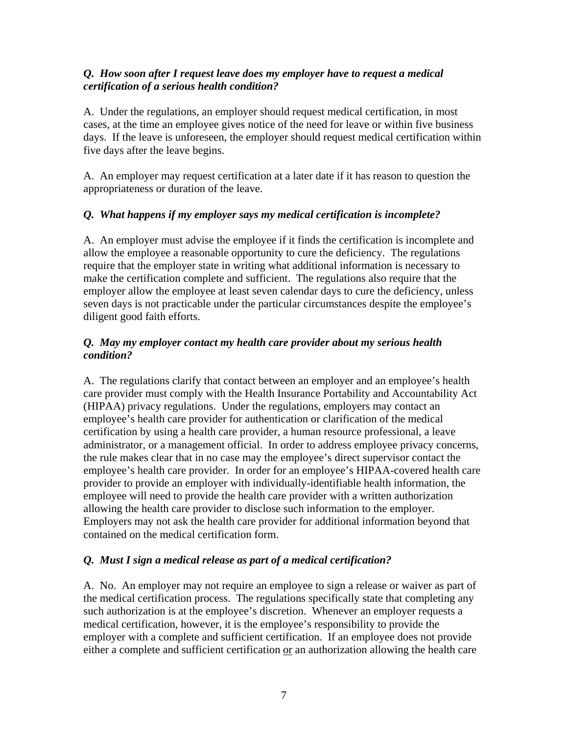***Q. How soon after I request leave does my employer have to request a medical certification of a serious health condition?***

A. Under the regulations, an employer should request medical certification, in most cases, at the time an employee gives notice of the need for leave or within five business days. If the leave is unforeseen, the employer should request medical certification within five days after the leave begins.

A. An employer may request certification at a later date if it has reason to question the appropriateness or duration of the leave.

***Q. What happens if my employer says my medical certification is incomplete?***

A. An employer must advise the employee if it finds the certification is incomplete and allow the employee a reasonable opportunity to cure the deficiency. The regulations require that the employer state in writing what additional information is necessary to make the certification complete and sufficient. The regulations also require that the employer allow the employee at least seven calendar days to cure the deficiency, unless seven days is not practicable under the particular circumstances despite the employee's diligent good faith efforts.

***Q. May my employer contact my health care provider about my serious health condition?***

A. The regulations clarify that contact between an employer and an employee's health care provider must comply with the Health Insurance Portability and Accountability Act (HIPAA) privacy regulations. Under the regulations, employers may contact an employee's health care provider for authentication or clarification of the medical certification by using a health care provider, a human resource professional, a leave administrator, or a management official. In order to address employee privacy concerns, the rule makes clear that in no case may the employee's direct supervisor contact the employee's health care provider. In order for an employee's HIPAA-covered health care provider to provide an employer with individually-identifiable health information, the employee will need to provide the health care provider with a written authorization allowing the health care provider to disclose such information to the employer. Employers may not ask the health care provider for additional information beyond that contained on the medical certification form.

***Q. Must I sign a medical release as part of a medical certification?***

A. No. An employer may not require an employee to sign a release or waiver as part of the medical certification process. The regulations specifically state that completing any such authorization is at the employee's discretion. Whenever an employer requests a medical certification, however, it is the employee's responsibility to provide the employer with a complete and sufficient certification. If an employee does not provide either a complete and sufficient certification <u>or</u> an authorization allowing the health care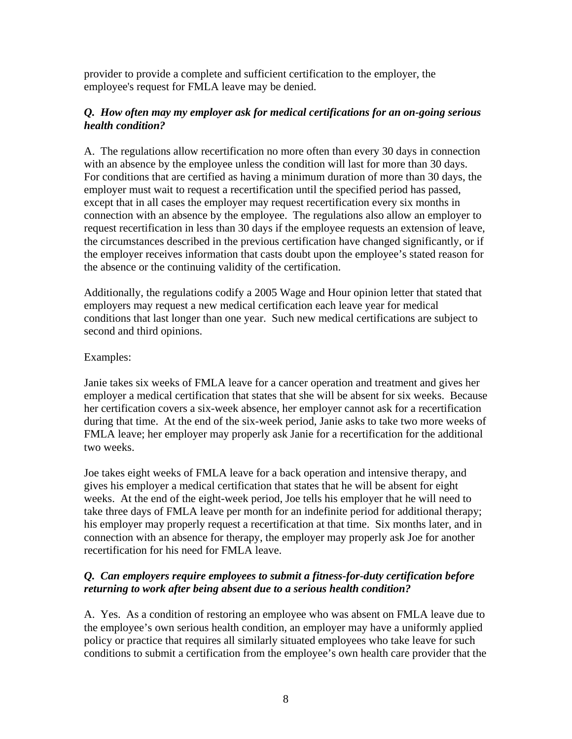provider to provide a complete and sufficient certification to the employer, the employee's request for FMLA leave may be denied.

***Q. How often may my employer ask for medical certifications for an on-going serious health condition?***

A. The regulations allow recertification no more often than every 30 days in connection with an absence by the employee unless the condition will last for more than 30 days. For conditions that are certified as having a minimum duration of more than 30 days, the employer must wait to request a recertification until the specified period has passed, except that in all cases the employer may request recertification every six months in connection with an absence by the employee. The regulations also allow an employer to request recertification in less than 30 days if the employee requests an extension of leave, the circumstances described in the previous certification have changed significantly, or if the employer receives information that casts doubt upon the employee's stated reason for the absence or the continuing validity of the certification.

Additionally, the regulations codify a 2005 Wage and Hour opinion letter that stated that employers may request a new medical certification each leave year for medical conditions that last longer than one year. Such new medical certifications are subject to second and third opinions.

Examples:

Janie takes six weeks of FMLA leave for a cancer operation and treatment and gives her employer a medical certification that states that she will be absent for six weeks. Because her certification covers a six-week absence, her employer cannot ask for a recertification during that time. At the end of the six-week period, Janie asks to take two more weeks of FMLA leave; her employer may properly ask Janie for a recertification for the additional two weeks.

Joe takes eight weeks of FMLA leave for a back operation and intensive therapy, and gives his employer a medical certification that states that he will be absent for eight weeks. At the end of the eight-week period, Joe tells his employer that he will need to take three days of FMLA leave per month for an indefinite period for additional therapy; his employer may properly request a recertification at that time. Six months later, and in connection with an absence for therapy, the employer may properly ask Joe for another recertification for his need for FMLA leave.

***Q. Can employers require employees to submit a fitness-for-duty certification before returning to work after being absent due to a serious health condition?***

A. Yes. As a condition of restoring an employee who was absent on FMLA leave due to the employee's own serious health condition, an employer may have a uniformly applied policy or practice that requires all similarly situated employees who take leave for such conditions to submit a certification from the employee's own health care provider that the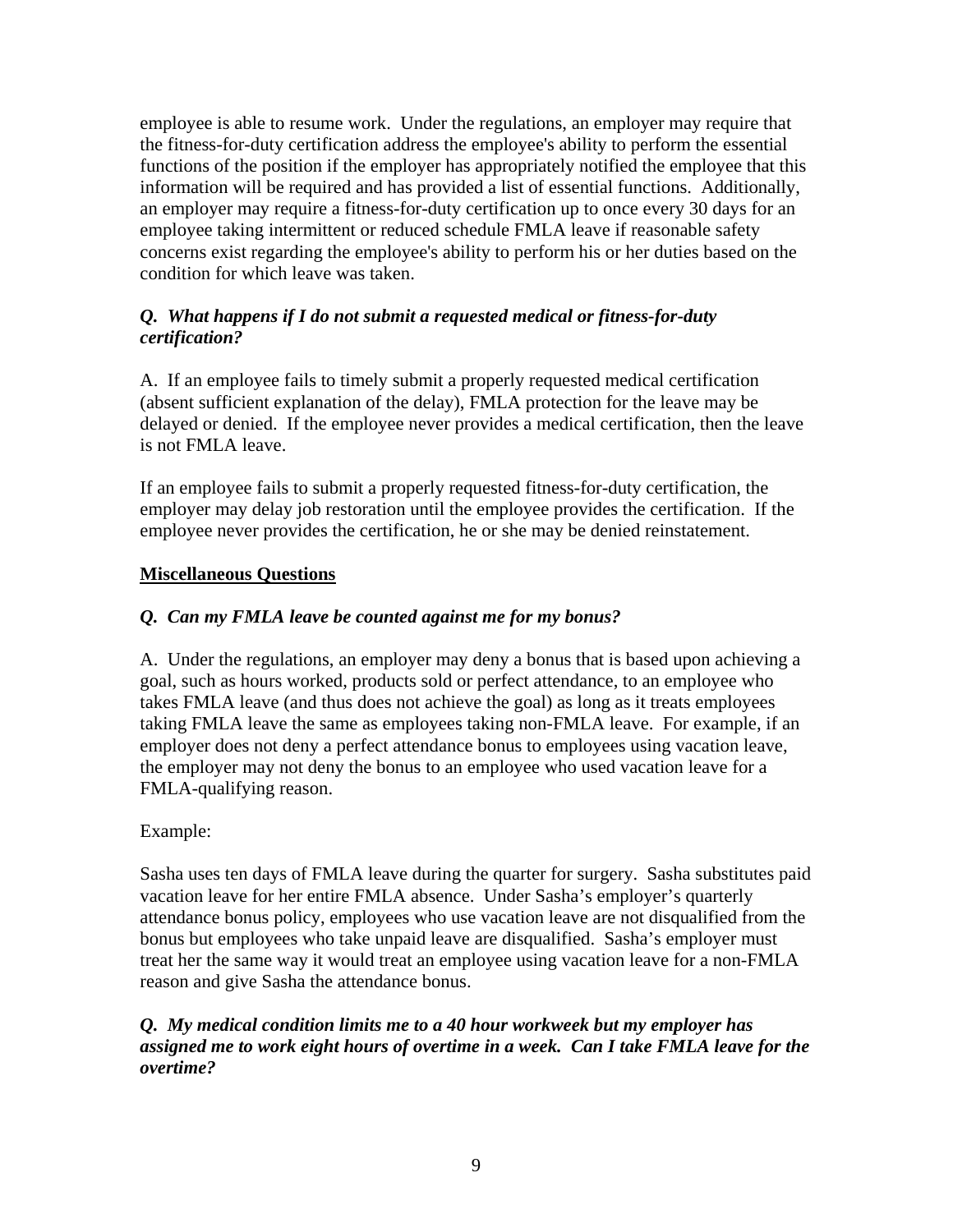employee is able to resume work. Under the regulations, an employer may require that the fitness-for-duty certification address the employee's ability to perform the essential functions of the position if the employer has appropriately notified the employee that this information will be required and has provided a list of essential functions. Additionally, an employer may require a fitness-for-duty certification up to once every 30 days for an employee taking intermittent or reduced schedule FMLA leave if reasonable safety concerns exist regarding the employee's ability to perform his or her duties based on the condition for which leave was taken.

***Q. What happens if I do not submit a requested medical or fitness-for-duty certification?***

A. If an employee fails to timely submit a properly requested medical certification (absent sufficient explanation of the delay), FMLA protection for the leave may be delayed or denied. If the employee never provides a medical certification, then the leave is not FMLA leave.

If an employee fails to submit a properly requested fitness-for-duty certification, the employer may delay job restoration until the employee provides the certification. If the employee never provides the certification, he or she may be denied reinstatement.

## Miscellaneous Questions

***Q. Can my FMLA leave be counted against me for my bonus?***

A. Under the regulations, an employer may deny a bonus that is based upon achieving a goal, such as hours worked, products sold or perfect attendance, to an employee who takes FMLA leave (and thus does not achieve the goal) as long as it treats employees taking FMLA leave the same as employees taking non-FMLA leave. For example, if an employer does not deny a perfect attendance bonus to employees using vacation leave, the employer may not deny the bonus to an employee who used vacation leave for a FMLA-qualifying reason.

Example:

Sasha uses ten days of FMLA leave during the quarter for surgery. Sasha substitutes paid vacation leave for her entire FMLA absence. Under Sasha's employer's quarterly attendance bonus policy, employees who use vacation leave are not disqualified from the bonus but employees who take unpaid leave are disqualified. Sasha's employer must treat her the same way it would treat an employee using vacation leave for a non-FMLA reason and give Sasha the attendance bonus.

***Q. My medical condition limits me to a 40 hour workweek but my employer has assigned me to work eight hours of overtime in a week. Can I take FMLA leave for the overtime?***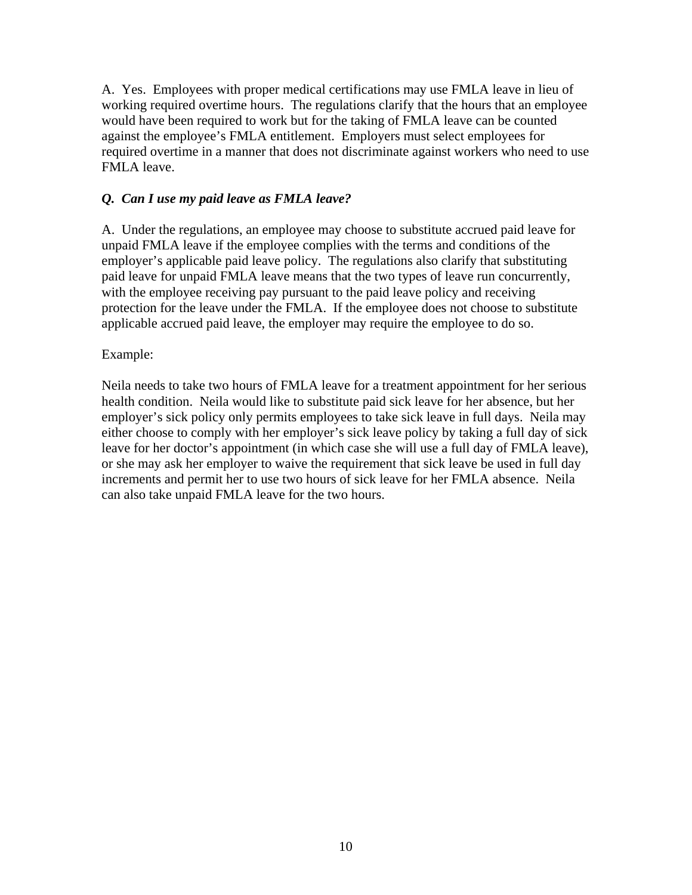A. Yes. Employees with proper medical certifications may use FMLA leave in lieu of working required overtime hours. The regulations clarify that the hours that an employee would have been required to work but for the taking of FMLA leave can be counted against the employee's FMLA entitlement. Employers must select employees for required overtime in a manner that does not discriminate against workers who need to use FMLA leave.

***Q. Can I use my paid leave as FMLA leave?***

A. Under the regulations, an employee may choose to substitute accrued paid leave for unpaid FMLA leave if the employee complies with the terms and conditions of the employer's applicable paid leave policy. The regulations also clarify that substituting paid leave for unpaid FMLA leave means that the two types of leave run concurrently, with the employee receiving pay pursuant to the paid leave policy and receiving protection for the leave under the FMLA. If the employee does not choose to substitute applicable accrued paid leave, the employer may require the employee to do so.

Example:

Neila needs to take two hours of FMLA leave for a treatment appointment for her serious health condition. Neila would like to substitute paid sick leave for her absence, but her employer's sick policy only permits employees to take sick leave in full days. Neila may either choose to comply with her employer's sick leave policy by taking a full day of sick leave for her doctor's appointment (in which case she will use a full day of FMLA leave), or she may ask her employer to waive the requirement that sick leave be used in full day increments and permit her to use two hours of sick leave for her FMLA absence. Neila can also take unpaid FMLA leave for the two hours.